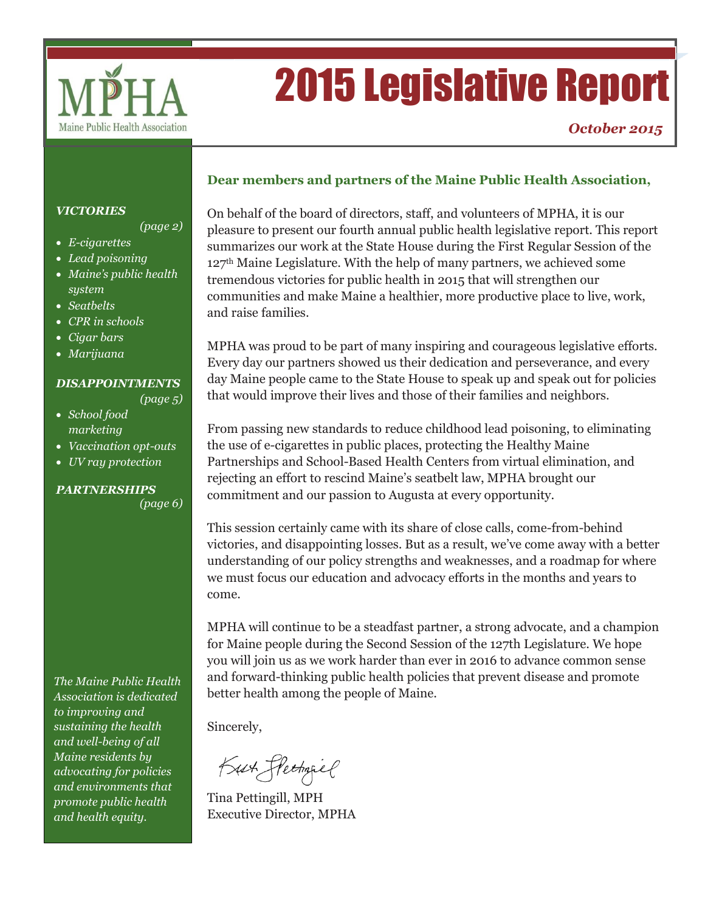MPHA

Maine Public Health Association

# 2015 Legislative Report

***October 2015***

***VICTORIES***
*(page 2)*

- *E-cigarettes*
- *Lead poisoning*
- *Maine's public health system*
- *Seatbelts*
- *CPR in schools*
- *Cigar bars*
- *Marijuana*

***DISAPPOINTMENTS***
*(page 5)*

- *School food marketing*
- *Vaccination opt-outs*
- *UV ray protection*

***PARTNERSHIPS***
*(page 6)*

*The Maine Public Health Association is dedicated to improving and sustaining the health and well-being of all Maine residents by advocating for policies and environments that promote public health and health equity.*

**Dear members and partners of the Maine Public Health Association,**

On behalf of the board of directors, staff, and volunteers of MPHA, it is our pleasure to present our fourth annual public health legislative report. This report summarizes our work at the State House during the First Regular Session of the 127th Maine Legislature. With the help of many partners, we achieved some tremendous victories for public health in 2015 that will strengthen our communities and make Maine a healthier, more productive place to live, work, and raise families.

MPHA was proud to be part of many inspiring and courageous legislative efforts. Every day our partners showed us their dedication and perseverance, and every day Maine people came to the State House to speak up and speak out for policies that would improve their lives and those of their families and neighbors.

From passing new standards to reduce childhood lead poisoning, to eliminating the use of e-cigarettes in public places, protecting the Healthy Maine Partnerships and School-Based Health Centers from virtual elimination, and rejecting an effort to rescind Maine's seatbelt law, MPHA brought our commitment and our passion to Augusta at every opportunity.

This session certainly came with its share of close calls, come-from-behind victories, and disappointing losses. But as a result, we've come away with a better understanding of our policy strengths and weaknesses, and a roadmap for where we must focus our education and advocacy efforts in the months and years to come.

MPHA will continue to be a steadfast partner, a strong advocate, and a champion for Maine people during the Second Session of the 127th Legislature. We hope you will join us as we work harder than ever in 2016 to advance common sense and forward-thinking public health policies that prevent disease and promote better health among the people of Maine.

Sincerely,

Tina Pettingill, MPH
Executive Director, MPHA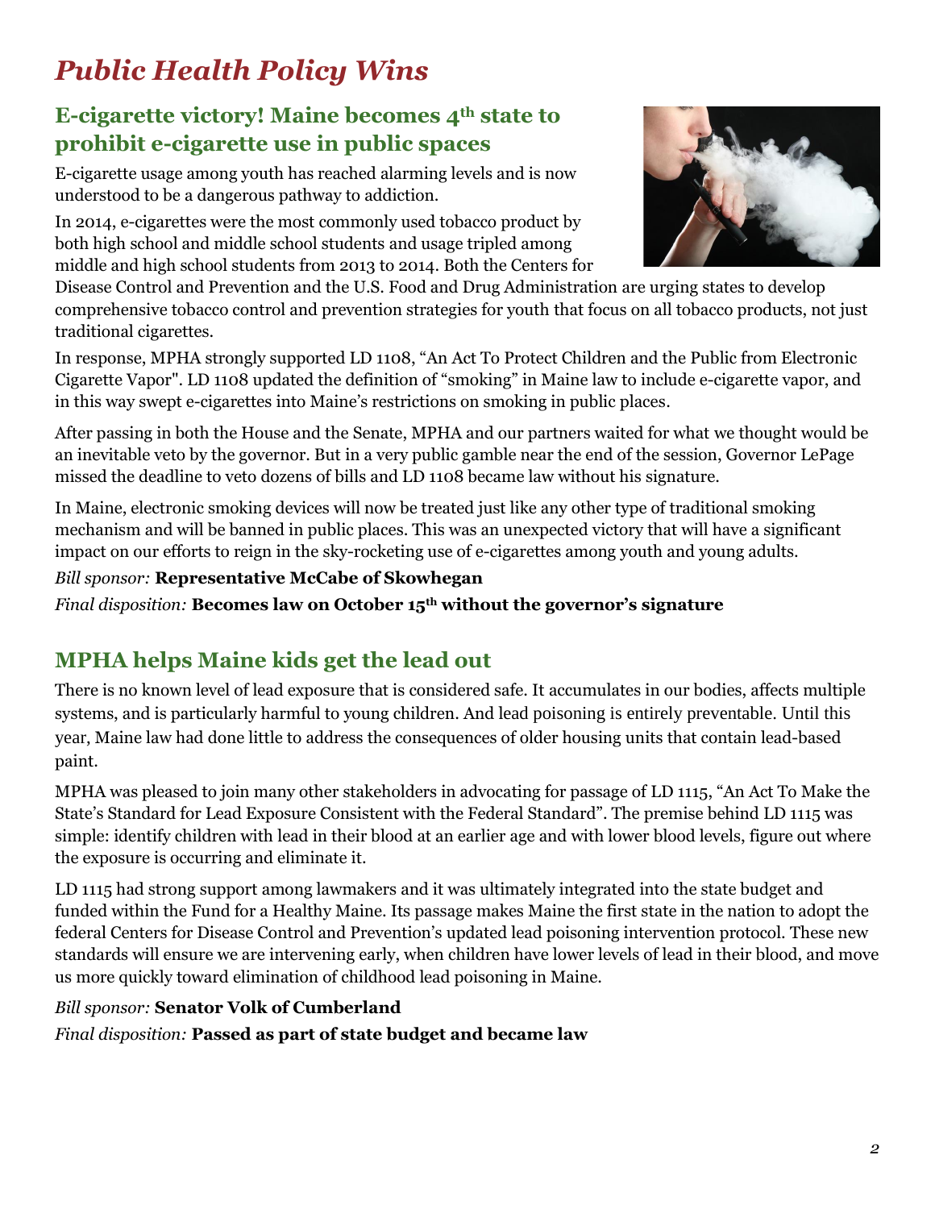# *Public Health Policy Wins*

## E-cigarette victory! Maine becomes 4th state to prohibit e-cigarette use in public spaces

E-cigarette usage among youth has reached alarming levels and is now understood to be a dangerous pathway to addiction.

In 2014, e-cigarettes were the most commonly used tobacco product by both high school and middle school students and usage tripled among middle and high school students from 2013 to 2014. Both the Centers for Disease Control and Prevention and the U.S. Food and Drug Administration are urging states to develop comprehensive tobacco control and prevention strategies for youth that focus on all tobacco products, not just traditional cigarettes.

In response, MPHA strongly supported LD 1108, "An Act To Protect Children and the Public from Electronic Cigarette Vapor". LD 1108 updated the definition of "smoking" in Maine law to include e-cigarette vapor, and in this way swept e-cigarettes into Maine's restrictions on smoking in public places.

After passing in both the House and the Senate, MPHA and our partners waited for what we thought would be an inevitable veto by the governor. But in a very public gamble near the end of the session, Governor LePage missed the deadline to veto dozens of bills and LD 1108 became law without his signature.

In Maine, electronic smoking devices will now be treated just like any other type of traditional smoking mechanism and will be banned in public places. This was an unexpected victory that will have a significant impact on our efforts to reign in the sky-rocketing use of e-cigarettes among youth and young adults.

*Bill sponsor:* **Representative McCabe of Skowhegan**

*Final disposition:* **Becomes law on October 15th without the governor's signature**

## MPHA helps Maine kids get the lead out

There is no known level of lead exposure that is considered safe. It accumulates in our bodies, affects multiple systems, and is particularly harmful to young children. And lead poisoning is entirely preventable. Until this year, Maine law had done little to address the consequences of older housing units that contain lead-based paint.

MPHA was pleased to join many other stakeholders in advocating for passage of LD 1115, "An Act To Make the State's Standard for Lead Exposure Consistent with the Federal Standard". The premise behind LD 1115 was simple: identify children with lead in their blood at an earlier age and with lower blood levels, figure out where the exposure is occurring and eliminate it.

LD 1115 had strong support among lawmakers and it was ultimately integrated into the state budget and funded within the Fund for a Healthy Maine. Its passage makes Maine the first state in the nation to adopt the federal Centers for Disease Control and Prevention's updated lead poisoning intervention protocol. These new standards will ensure we are intervening early, when children have lower levels of lead in their blood, and move us more quickly toward elimination of childhood lead poisoning in Maine.

*Bill sponsor:* **Senator Volk of Cumberland**

*Final disposition:* **Passed as part of state budget and became law**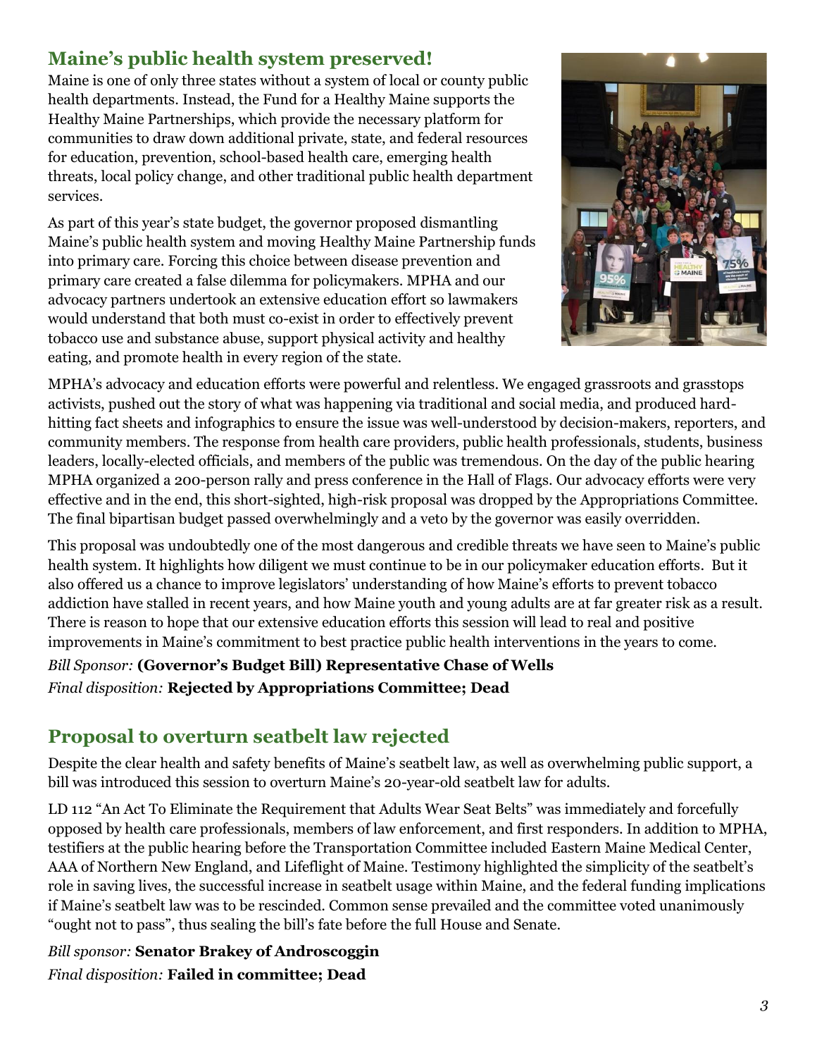## Maine's public health system preserved!

Maine is one of only three states without a system of local or county public health departments. Instead, the Fund for a Healthy Maine supports the Healthy Maine Partnerships, which provide the necessary platform for communities to draw down additional private, state, and federal resources for education, prevention, school-based health care, emerging health threats, local policy change, and other traditional public health department services.

As part of this year's state budget, the governor proposed dismantling Maine's public health system and moving Healthy Maine Partnership funds into primary care. Forcing this choice between disease prevention and primary care created a false dilemma for policymakers. MPHA and our advocacy partners undertook an extensive education effort so lawmakers would understand that both must co-exist in order to effectively prevent tobacco use and substance abuse, support physical activity and healthy eating, and promote health in every region of the state.

MPHA's advocacy and education efforts were powerful and relentless. We engaged grassroots and grasstops activists, pushed out the story of what was happening via traditional and social media, and produced hard-hitting fact sheets and infographics to ensure the issue was well-understood by decision-makers, reporters, and community members. The response from health care providers, public health professionals, students, business leaders, locally-elected officials, and members of the public was tremendous. On the day of the public hearing MPHA organized a 200-person rally and press conference in the Hall of Flags. Our advocacy efforts were very effective and in the end, this short-sighted, high-risk proposal was dropped by the Appropriations Committee. The final bipartisan budget passed overwhelmingly and a veto by the governor was easily overridden.

This proposal was undoubtedly one of the most dangerous and credible threats we have seen to Maine's public health system. It highlights how diligent we must continue to be in our policymaker education efforts. But it also offered us a chance to improve legislators' understanding of how Maine's efforts to prevent tobacco addiction have stalled in recent years, and how Maine youth and young adults are at far greater risk as a result. There is reason to hope that our extensive education efforts this session will lead to real and positive improvements in Maine's commitment to best practice public health interventions in the years to come.

*Bill Sponsor:* **(Governor's Budget Bill) Representative Chase of Wells**
*Final disposition:* **Rejected by Appropriations Committee; Dead**

## Proposal to overturn seatbelt law rejected

Despite the clear health and safety benefits of Maine's seatbelt law, as well as overwhelming public support, a bill was introduced this session to overturn Maine's 20-year-old seatbelt law for adults.

LD 112 "An Act To Eliminate the Requirement that Adults Wear Seat Belts" was immediately and forcefully opposed by health care professionals, members of law enforcement, and first responders. In addition to MPHA, testifiers at the public hearing before the Transportation Committee included Eastern Maine Medical Center, AAA of Northern New England, and Lifeflight of Maine. Testimony highlighted the simplicity of the seatbelt's role in saving lives, the successful increase in seatbelt usage within Maine, and the federal funding implications if Maine's seatbelt law was to be rescinded. Common sense prevailed and the committee voted unanimously "ought not to pass", thus sealing the bill's fate before the full House and Senate.

*Bill sponsor:* **Senator Brakey of Androscoggin**
*Final disposition:* **Failed in committee; Dead**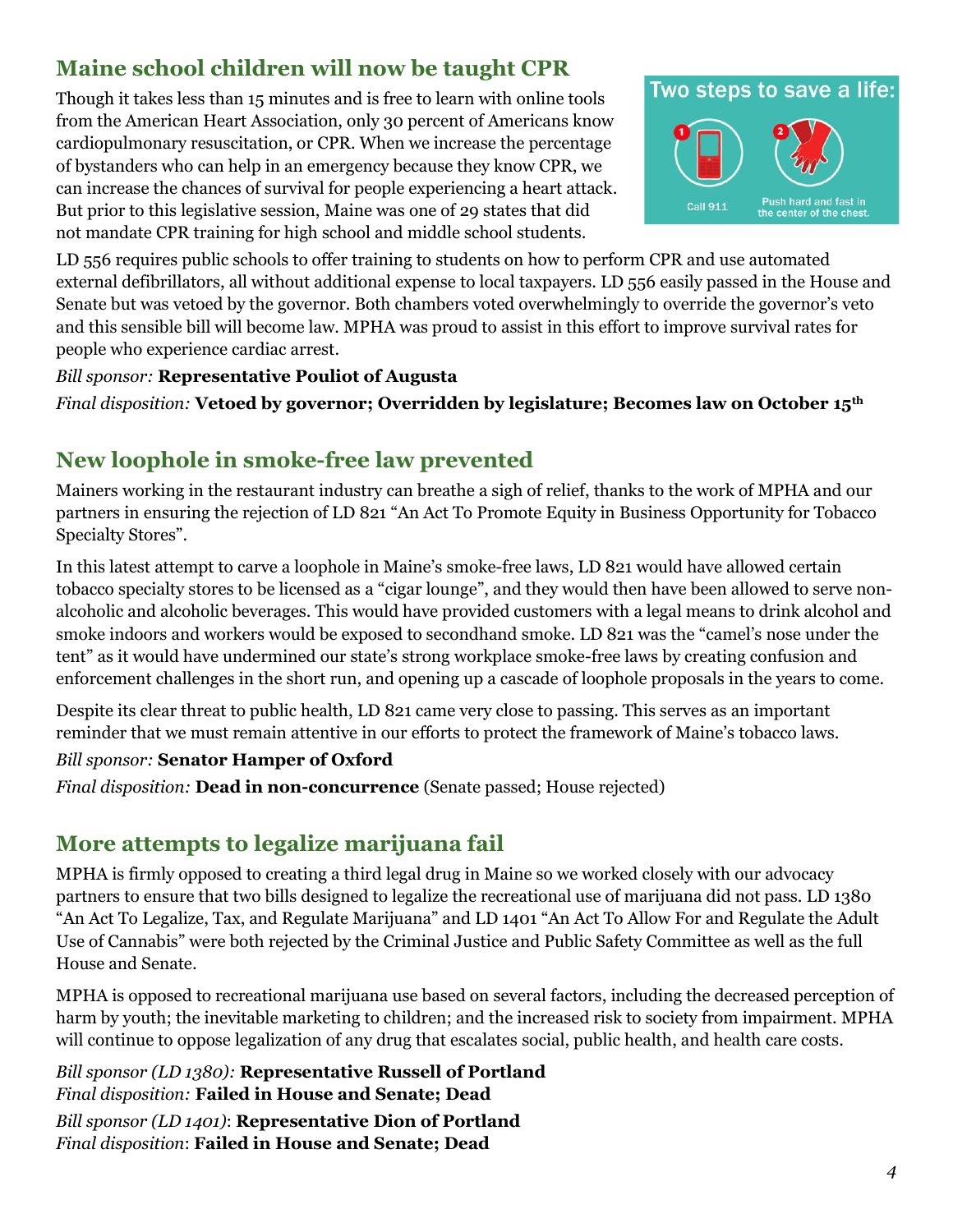## Maine school children will now be taught CPR

Though it takes less than 15 minutes and is free to learn with online tools from the American Heart Association, only 30 percent of Americans know cardiopulmonary resuscitation, or CPR. When we increase the percentage of bystanders who can help in an emergency because they know CPR, we can increase the chances of survival for people experiencing a heart attack. But prior to this legislative session, Maine was one of 29 states that did not mandate CPR training for high school and middle school students.

Two steps to save a life:

1. Call 911
2. Push hard and fast in the center of the chest.

LD 556 requires public schools to offer training to students on how to perform CPR and use automated external defibrillators, all without additional expense to local taxpayers. LD 556 easily passed in the House and Senate but was vetoed by the governor. Both chambers voted overwhelmingly to override the governor's veto and this sensible bill will become law. MPHA was proud to assist in this effort to improve survival rates for people who experience cardiac arrest.

*Bill sponsor:* **Representative Pouliot of Augusta**

*Final disposition:* **Vetoed by governor; Overridden by legislature; Becomes law on October 15th**

## New loophole in smoke-free law prevented

Mainers working in the restaurant industry can breathe a sigh of relief, thanks to the work of MPHA and our partners in ensuring the rejection of LD 821 "An Act To Promote Equity in Business Opportunity for Tobacco Specialty Stores".

In this latest attempt to carve a loophole in Maine's smoke-free laws, LD 821 would have allowed certain tobacco specialty stores to be licensed as a "cigar lounge", and they would then have been allowed to serve non-alcoholic and alcoholic beverages. This would have provided customers with a legal means to drink alcohol and smoke indoors and workers would be exposed to secondhand smoke. LD 821 was the "camel's nose under the tent" as it would have undermined our state's strong workplace smoke-free laws by creating confusion and enforcement challenges in the short run, and opening up a cascade of loophole proposals in the years to come.

Despite its clear threat to public health, LD 821 came very close to passing. This serves as an important reminder that we must remain attentive in our efforts to protect the framework of Maine's tobacco laws.

*Bill sponsor:* **Senator Hamper of Oxford**

*Final disposition:* **Dead in non-concurrence** (Senate passed; House rejected)

## More attempts to legalize marijuana fail

MPHA is firmly opposed to creating a third legal drug in Maine so we worked closely with our advocacy partners to ensure that two bills designed to legalize the recreational use of marijuana did not pass. LD 1380 "An Act To Legalize, Tax, and Regulate Marijuana" and LD 1401 "An Act To Allow For and Regulate the Adult Use of Cannabis" were both rejected by the Criminal Justice and Public Safety Committee as well as the full House and Senate.

MPHA is opposed to recreational marijuana use based on several factors, including the decreased perception of harm by youth; the inevitable marketing to children; and the increased risk to society from impairment. MPHA will continue to oppose legalization of any drug that escalates social, public health, and health care costs.

*Bill sponsor (LD 1380):* **Representative Russell of Portland**
*Final disposition:* **Failed in House and Senate; Dead**

*Bill sponsor (LD 1401)*: **Representative Dion of Portland**
*Final disposition*: **Failed in House and Senate; Dead**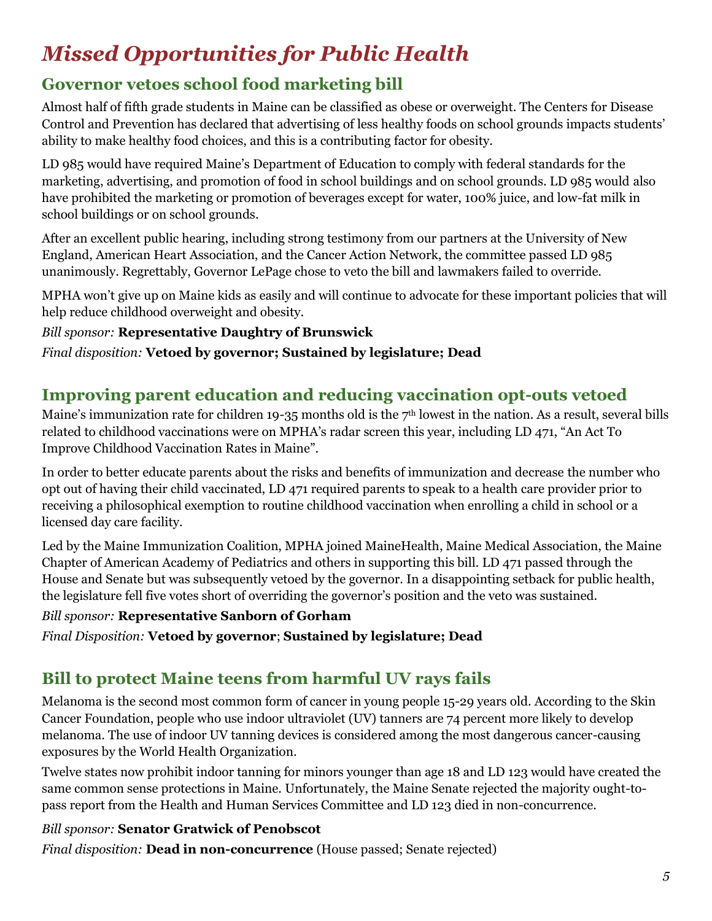# *Missed Opportunities for Public Health*

## Governor vetoes school food marketing bill

Almost half of fifth grade students in Maine can be classified as obese or overweight. The Centers for Disease Control and Prevention has declared that advertising of less healthy foods on school grounds impacts students' ability to make healthy food choices, and this is a contributing factor for obesity.

LD 985 would have required Maine's Department of Education to comply with federal standards for the marketing, advertising, and promotion of food in school buildings and on school grounds. LD 985 would also have prohibited the marketing or promotion of beverages except for water, 100% juice, and low-fat milk in school buildings or on school grounds.

After an excellent public hearing, including strong testimony from our partners at the University of New England, American Heart Association, and the Cancer Action Network, the committee passed LD 985 unanimously. Regrettably, Governor LePage chose to veto the bill and lawmakers failed to override.

MPHA won't give up on Maine kids as easily and will continue to advocate for these important policies that will help reduce childhood overweight and obesity.

*Bill sponsor:* **Representative Daughtry of Brunswick**

*Final disposition:* **Vetoed by governor; Sustained by legislature; Dead**

## Improving parent education and reducing vaccination opt-outs vetoed

Maine's immunization rate for children 19-35 months old is the 7th lowest in the nation. As a result, several bills related to childhood vaccinations were on MPHA's radar screen this year, including LD 471, "An Act To Improve Childhood Vaccination Rates in Maine".

In order to better educate parents about the risks and benefits of immunization and decrease the number who opt out of having their child vaccinated, LD 471 required parents to speak to a health care provider prior to receiving a philosophical exemption to routine childhood vaccination when enrolling a child in school or a licensed day care facility.

Led by the Maine Immunization Coalition, MPHA joined MaineHealth, Maine Medical Association, the Maine Chapter of American Academy of Pediatrics and others in supporting this bill. LD 471 passed through the House and Senate but was subsequently vetoed by the governor. In a disappointing setback for public health, the legislature fell five votes short of overriding the governor's position and the veto was sustained.

*Bill sponsor:* **Representative Sanborn of Gorham**

*Final Disposition:* **Vetoed by governor**; **Sustained by legislature; Dead**

## Bill to protect Maine teens from harmful UV rays fails

Melanoma is the second most common form of cancer in young people 15-29 years old. According to the Skin Cancer Foundation, people who use indoor ultraviolet (UV) tanners are 74 percent more likely to develop melanoma. The use of indoor UV tanning devices is considered among the most dangerous cancer-causing exposures by the World Health Organization.

Twelve states now prohibit indoor tanning for minors younger than age 18 and LD 123 would have created the same common sense protections in Maine. Unfortunately, the Maine Senate rejected the majority ought-to-pass report from the Health and Human Services Committee and LD 123 died in non-concurrence.

*Bill sponsor:* **Senator Gratwick of Penobscot**

*Final disposition:* **Dead in non-concurrence** (House passed; Senate rejected)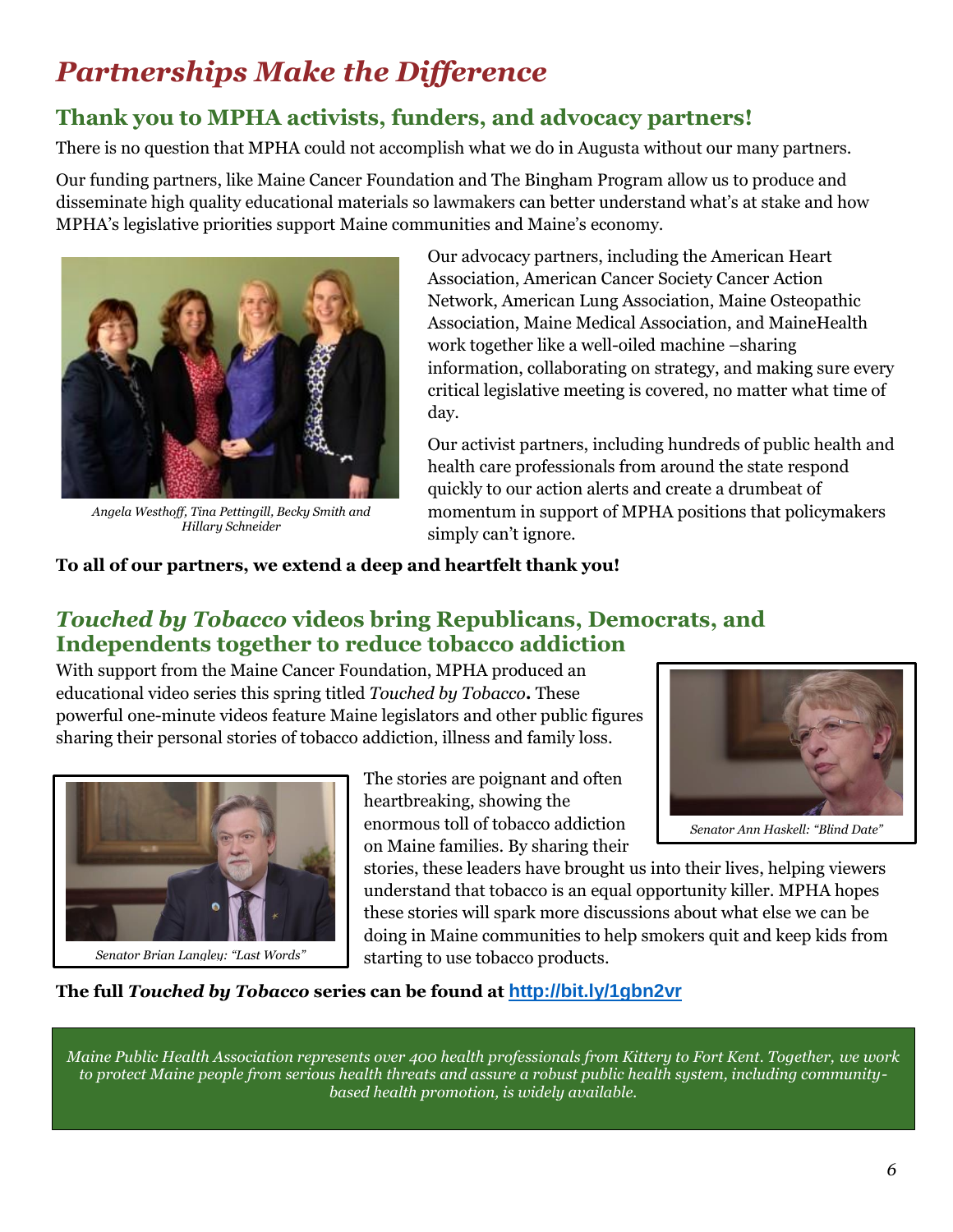# *Partnerships Make the Difference*

## Thank you to MPHA activists, funders, and advocacy partners!

There is no question that MPHA could not accomplish what we do in Augusta without our many partners.

Our funding partners, like Maine Cancer Foundation and The Bingham Program allow us to produce and disseminate high quality educational materials so lawmakers can better understand what's at stake and how MPHA's legislative priorities support Maine communities and Maine's economy.

*Angela Westhoff, Tina Pettingill, Becky Smith and Hillary Schneider*

Our advocacy partners, including the American Heart Association, American Cancer Society Cancer Action Network, American Lung Association, Maine Osteopathic Association, Maine Medical Association, and MaineHealth work together like a well-oiled machine –sharing information, collaborating on strategy, and making sure every critical legislative meeting is covered, no matter what time of day.

Our activist partners, including hundreds of public health and health care professionals from around the state respond quickly to our action alerts and create a drumbeat of momentum in support of MPHA positions that policymakers simply can't ignore.

**To all of our partners, we extend a deep and heartfelt thank you!**

## *Touched by Tobacco* videos bring Republicans, Democrats, and Independents together to reduce tobacco addiction

With support from the Maine Cancer Foundation, MPHA produced an educational video series this spring titled *Touched by Tobacco***.** These powerful one-minute videos feature Maine legislators and other public figures sharing their personal stories of tobacco addiction, illness and family loss.

*Senator Ann Haskell: "Blind Date"*

*Senator Brian Langley: "Last Words"*

The stories are poignant and often heartbreaking, showing the enormous toll of tobacco addiction on Maine families. By sharing their stories, these leaders have brought us into their lives, helping viewers understand that tobacco is an equal opportunity killer. MPHA hopes these stories will spark more discussions about what else we can be doing in Maine communities to help smokers quit and keep kids from starting to use tobacco products.

**The full *Touched by Tobacco* series can be found at [http://bit.ly/1gbn2vr](http://bit.ly/1gbn2vr)**

*Maine Public Health Association represents over 400 health professionals from Kittery to Fort Kent. Together, we work to protect Maine people from serious health threats and assure a robust public health system, including community-based health promotion, is widely available.*